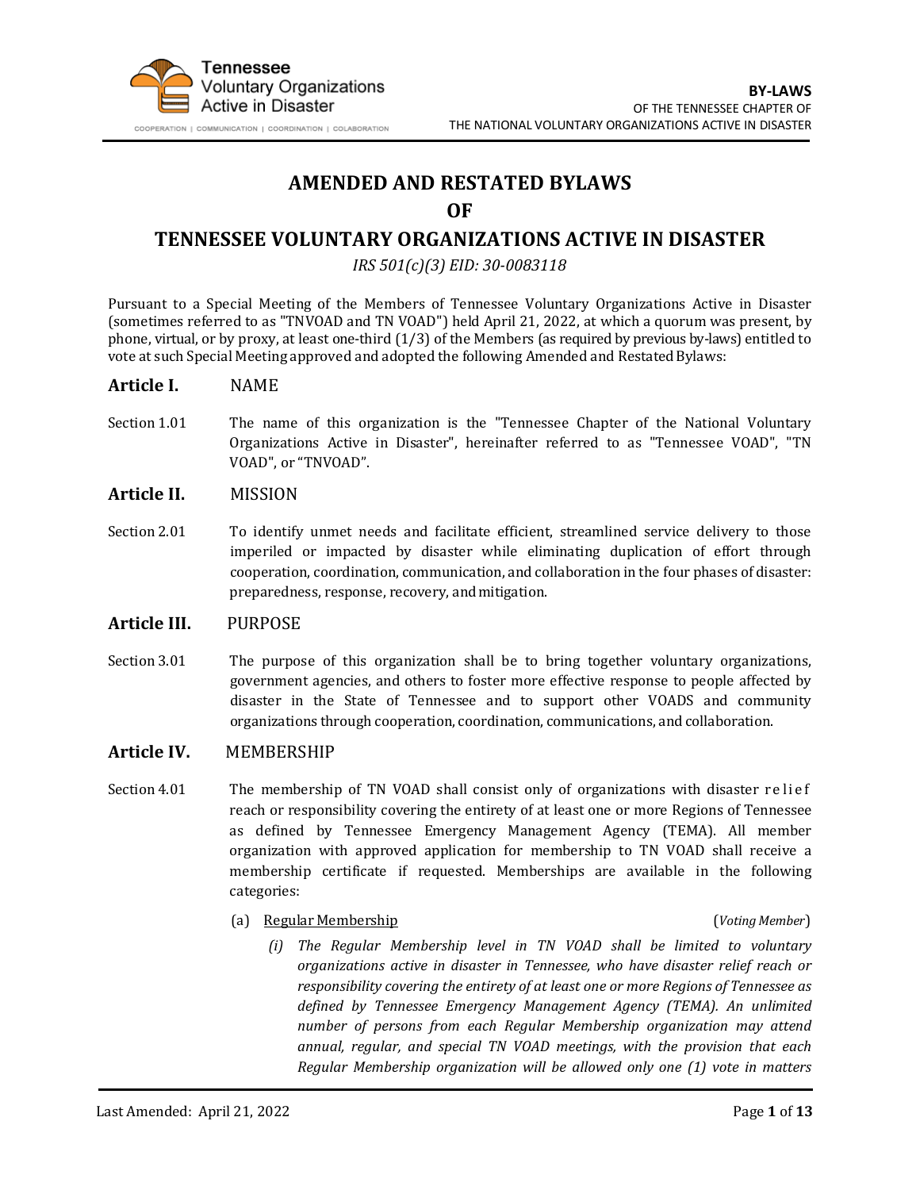# AMENDED AND RESTATED BYLAWS

# OF

# TENNESSEE VOLUNTARY ORGANIZATIONS ACTIVE IN DISASTER

*IRS 501(c)(3) EID: 30-0083118*

Pursuant to a Special Meeting of the Members of Tennessee Voluntary Organizations Active in Disaster (sometimes referred to as "TNVOAD and TN VOAD") held April 21, 2022, at which a quorum was present, by phone, virtual, or by proxy, at least one-third (1/3) of the Members (as required by previous by-laws) entitled to vote at such Special Meeting approved and adopted the following Amended and Restated Bylaws:

## Article I. NAME

**Section 1.01** The name of this organization is the "Tennessee Chapter of the National Voluntary Organizations Active in Disaster", hereinafter referred to as "Tennessee VOAD", "TN VOAD", or "TNVOAD".

## Article II. MISSION

**Section 2.01** To identify unmet needs and facilitate efficient, streamlined service delivery to those imperiled or impacted by disaster while eliminating duplication of effort through cooperation, coordination, communication, and collaboration in the four phases of disaster: preparedness, response, recovery, and mitigation.

## Article III. PURPOSE

**Section 3.01** The purpose of this organization shall be to bring together voluntary organizations, government agencies, and others to foster more effective response to people affected by disaster in the State of Tennessee and to support other VOADS and community organizations through cooperation, coordination, communications, and collaboration.

## Article IV. MEMBERSHIP

**Section 4.01** The membership of TN VOAD shall consist only of organizations with disaster relief reach or responsibility covering the entirety of at least one or more Regions of Tennessee as defined by Tennessee Emergency Management Agency (TEMA). All member organization with approved application for membership to TN VOAD shall receive a membership certificate if requested. Memberships are available in the following categories:

(a) Regular Membership (*Voting Member*)

*(i) The Regular Membership level in TN VOAD shall be limited to voluntary organizations active in disaster in Tennessee, who have disaster relief reach or responsibility covering the entirety of at least one or more Regions of Tennessee as defined by Tennessee Emergency Management Agency (TEMA). An unlimited number of persons from each Regular Membership organization may attend annual, regular, and special TN VOAD meetings, with the provision that each Regular Membership organization will be allowed only one (1) vote in matters*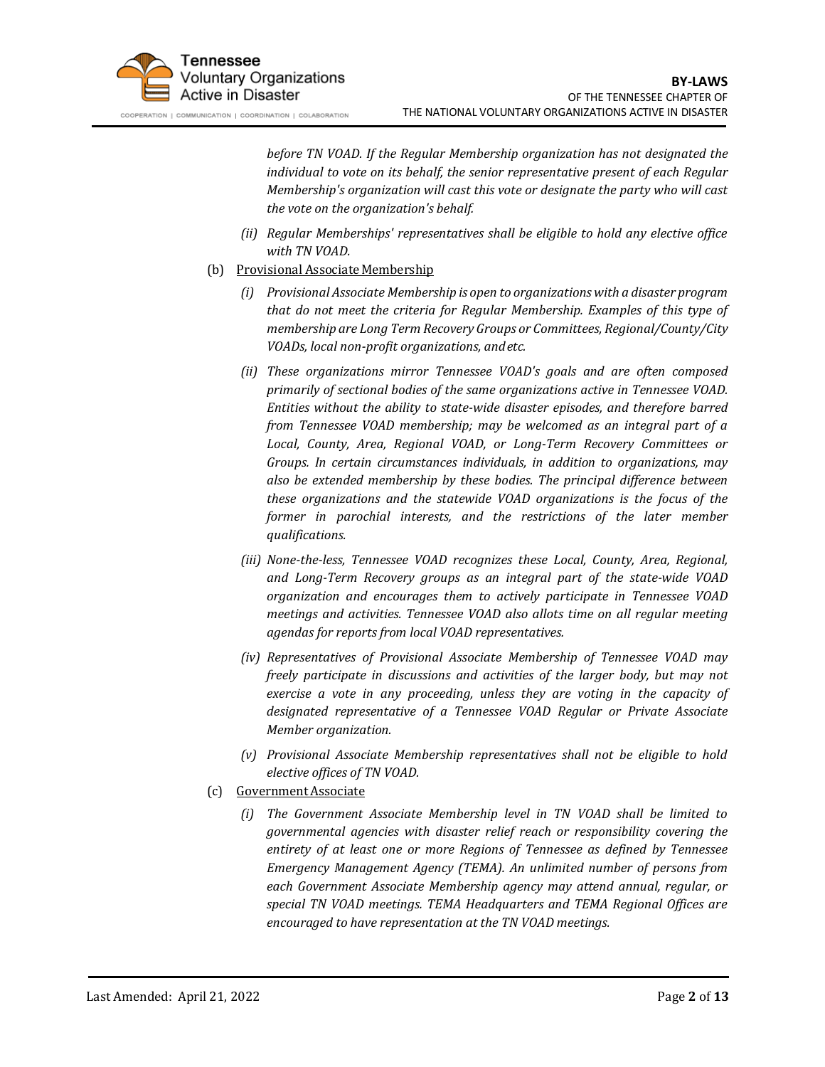*before TN VOAD. If the Regular Membership organization has not designated the individual to vote on its behalf, the senior representative present of each Regular Membership's organization will cast this vote or designate the party who will cast the vote on the organization's behalf.*

*(ii) Regular Memberships' representatives shall be eligible to hold any elective office with TN VOAD.*

(b) Provisional Associate Membership

*(i) Provisional Associate Membership is open to organizations with a disaster program that do not meet the criteria for Regular Membership. Examples of this type of membership are Long Term Recovery Groups or Committees, Regional/County/City VOADs, local non-profit organizations, and etc.*

*(ii) These organizations mirror Tennessee VOAD's goals and are often composed primarily of sectional bodies of the same organizations active in Tennessee VOAD. Entities without the ability to state-wide disaster episodes, and therefore barred from Tennessee VOAD membership; may be welcomed as an integral part of a Local, County, Area, Regional VOAD, or Long-Term Recovery Committees or Groups. In certain circumstances individuals, in addition to organizations, may also be extended membership by these bodies. The principal difference between these organizations and the statewide VOAD organizations is the focus of the former in parochial interests, and the restrictions of the later member qualifications.*

*(iii) None-the-less, Tennessee VOAD recognizes these Local, County, Area, Regional, and Long-Term Recovery groups as an integral part of the state-wide VOAD organization and encourages them to actively participate in Tennessee VOAD meetings and activities. Tennessee VOAD also allots time on all regular meeting agendas for reports from local VOAD representatives.*

*(iv) Representatives of Provisional Associate Membership of Tennessee VOAD may freely participate in discussions and activities of the larger body, but may not exercise a vote in any proceeding, unless they are voting in the capacity of designated representative of a Tennessee VOAD Regular or Private Associate Member organization.*

*(v) Provisional Associate Membership representatives shall not be eligible to hold elective offices of TN VOAD.*

(c) Government Associate

*(i) The Government Associate Membership level in TN VOAD shall be limited to governmental agencies with disaster relief reach or responsibility covering the entirety of at least one or more Regions of Tennessee as defined by Tennessee Emergency Management Agency (TEMA). An unlimited number of persons from each Government Associate Membership agency may attend annual, regular, or special TN VOAD meetings. TEMA Headquarters and TEMA Regional Offices are encouraged to have representation at the TN VOAD meetings.*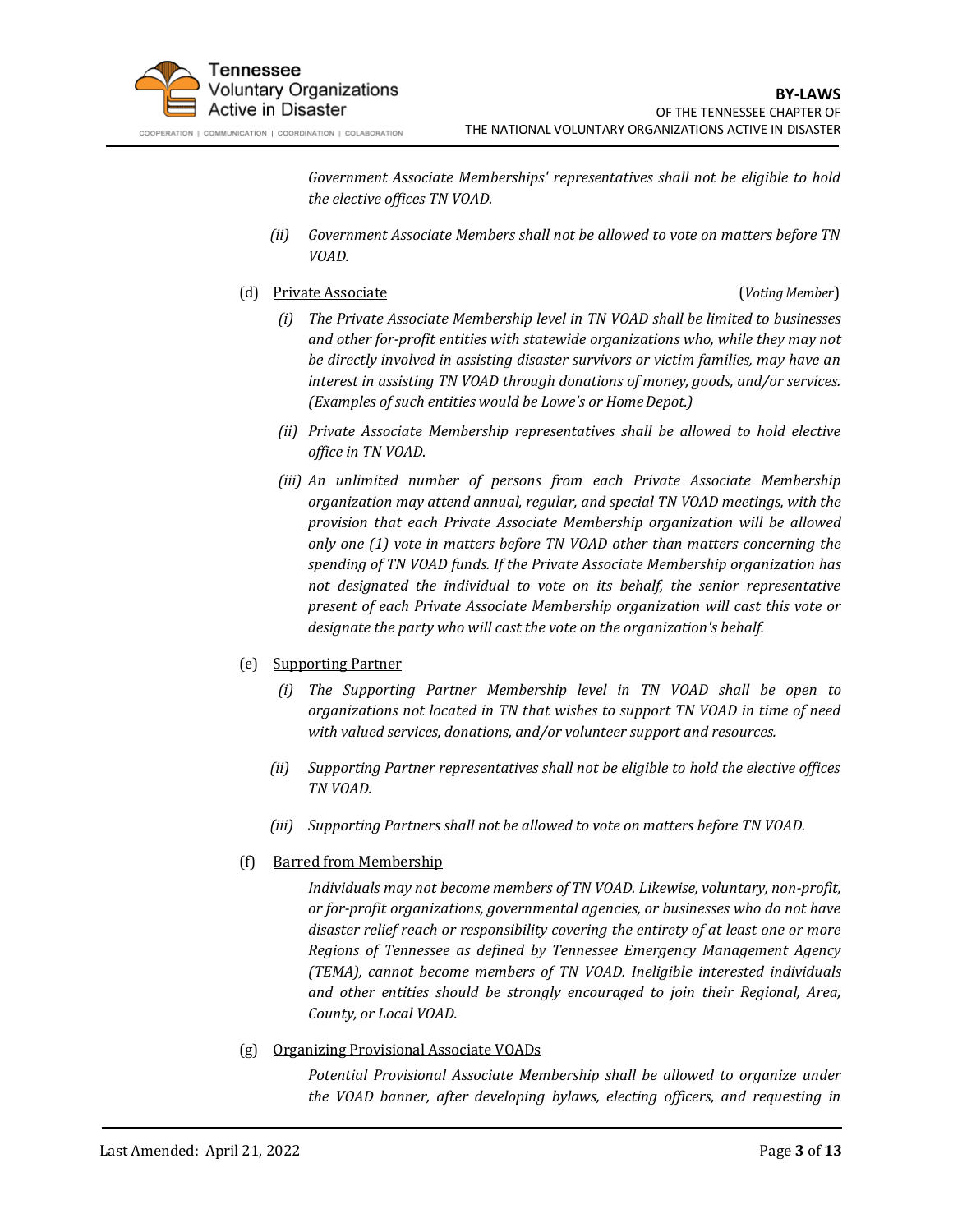*Government Associate Memberships' representatives shall not be eligible to hold the elective offices TN VOAD.*

(ii) *Government Associate Members shall not be allowed to vote on matters before TN VOAD.*

(d) Private Associate (*Voting Member*)

(i) *The Private Associate Membership level in TN VOAD shall be limited to businesses and other for-profit entities with statewide organizations who, while they may not be directly involved in assisting disaster survivors or victim families, may have an interest in assisting TN VOAD through donations of money, goods, and/or services. (Examples of such entities would be Lowe's or Home Depot.)*

(ii) *Private Associate Membership representatives shall be allowed to hold elective office in TN VOAD.*

(iii) *An unlimited number of persons from each Private Associate Membership organization may attend annual, regular, and special TN VOAD meetings, with the provision that each Private Associate Membership organization will be allowed only one (1) vote in matters before TN VOAD other than matters concerning the spending of TN VOAD funds. If the Private Associate Membership organization has not designated the individual to vote on its behalf, the senior representative present of each Private Associate Membership organization will cast this vote or designate the party who will cast the vote on the organization's behalf.*

(e) Supporting Partner

(i) *The Supporting Partner Membership level in TN VOAD shall be open to organizations not located in TN that wishes to support TN VOAD in time of need with valued services, donations, and/or volunteer support and resources.*

(ii) *Supporting Partner representatives shall not be eligible to hold the elective offices TN VOAD.*

(iii) *Supporting Partners shall not be allowed to vote on matters before TN VOAD.*

(f) Barred from Membership

*Individuals may not become members of TN VOAD. Likewise, voluntary, non-profit, or for-profit organizations, governmental agencies, or businesses who do not have disaster relief reach or responsibility covering the entirety of at least one or more Regions of Tennessee as defined by Tennessee Emergency Management Agency (TEMA), cannot become members of TN VOAD. Ineligible interested individuals and other entities should be strongly encouraged to join their Regional, Area, County, or Local VOAD.*

(g) Organizing Provisional Associate VOADs

*Potential Provisional Associate Membership shall be allowed to organize under the VOAD banner, after developing bylaws, electing officers, and requesting in*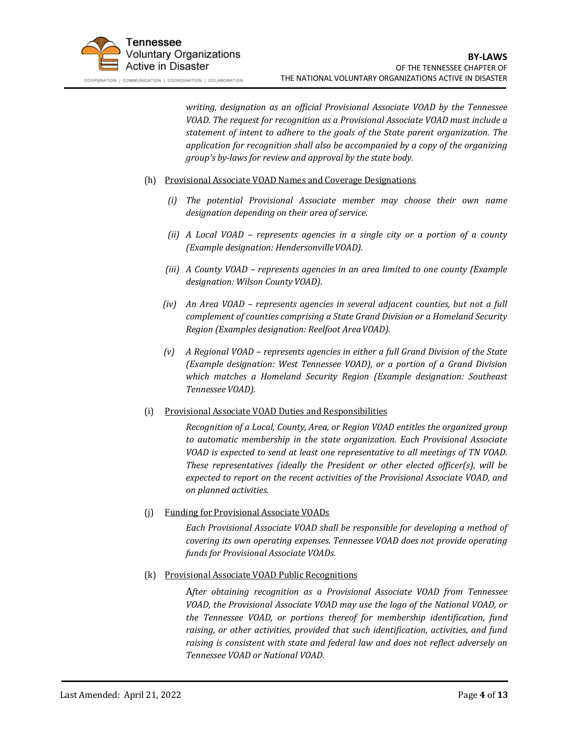*writing, designation as an official Provisional Associate VOAD by the Tennessee VOAD. The request for recognition as a Provisional Associate VOAD must include a statement of intent to adhere to the goals of the State parent organization. The application for recognition shall also be accompanied by a copy of the organizing group's by-laws for review and approval by the state body.*

(h) Provisional Associate VOAD Names and Coverage Designations

*(i) The potential Provisional Associate member may choose their own name designation depending on their area of service.*

*(ii) A Local VOAD – represents agencies in a single city or a portion of a county (Example designation: Hendersonville VOAD).*

*(iii) A County VOAD – represents agencies in an area limited to one county (Example designation: Wilson County VOAD).*

*(iv) An Area VOAD – represents agencies in several adjacent counties, but not a full complement of counties comprising a State Grand Division or a Homeland Security Region (Examples designation: Reelfoot Area VOAD).*

*(v) A Regional VOAD – represents agencies in either a full Grand Division of the State (Example designation: West Tennessee VOAD), or a portion of a Grand Division which matches a Homeland Security Region (Example designation: Southeast Tennessee VOAD).*

(i) Provisional Associate VOAD Duties and Responsibilities

*Recognition of a Local, County, Area, or Region VOAD entitles the organized group to automatic membership in the state organization. Each Provisional Associate VOAD is expected to send at least one representative to all meetings of TN VOAD. These representatives (ideally the President or other elected officer(s), will be expected to report on the recent activities of the Provisional Associate VOAD, and on planned activities.*

(j) Funding for Provisional Associate VOADs

*Each Provisional Associate VOAD shall be responsible for developing a method of covering its own operating expenses. Tennessee VOAD does not provide operating funds for Provisional Associate VOADs.*

(k) Provisional Associate VOAD Public Recognitions

*After obtaining recognition as a Provisional Associate VOAD from Tennessee VOAD, the Provisional Associate VOAD may use the logo of the National VOAD, or the Tennessee VOAD, or portions thereof for membership identification, fund raising, or other activities, provided that such identification, activities, and fund raising is consistent with state and federal law and does not reflect adversely on Tennessee VOAD or National VOAD.*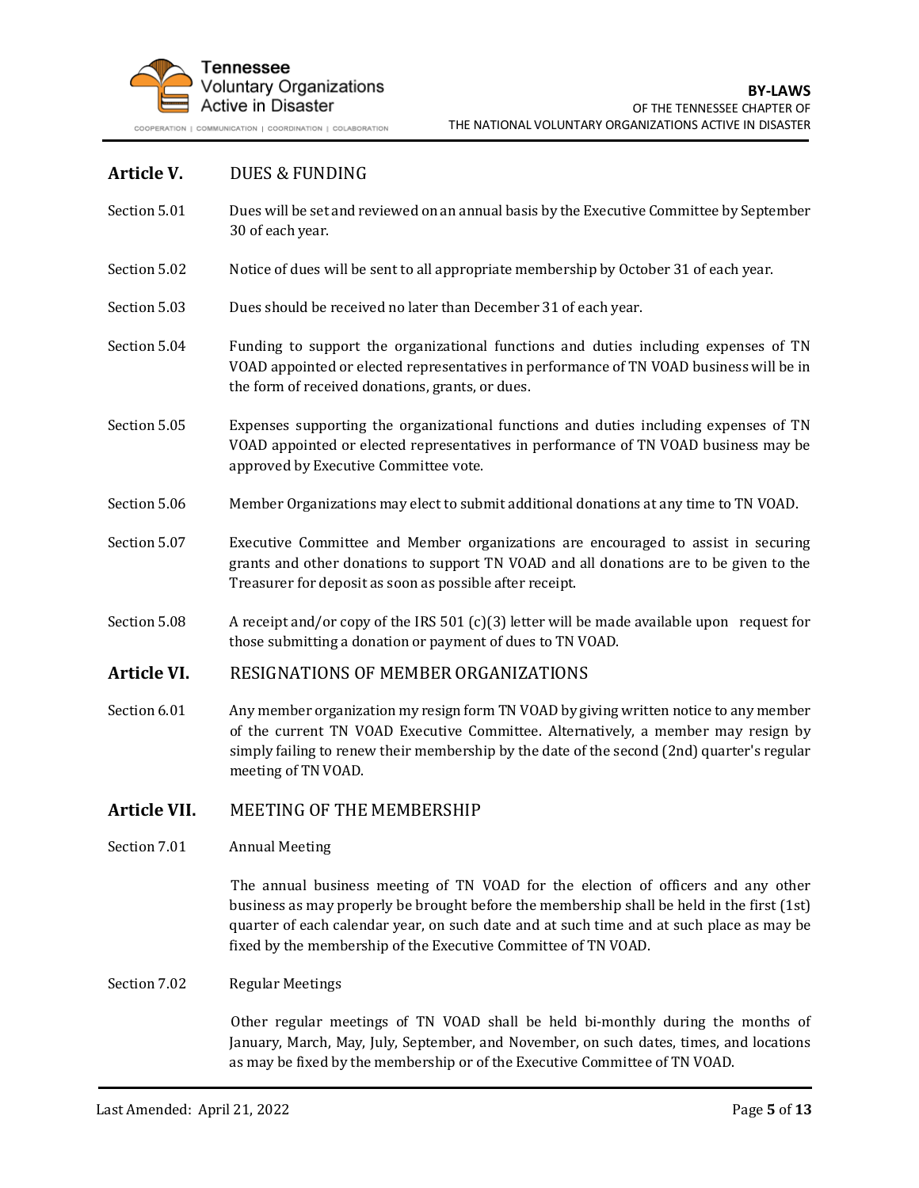## Article V. DUES & FUNDING

Section 5.01 Dues will be set and reviewed on an annual basis by the Executive Committee by September 30 of each year.

Section 5.02 Notice of dues will be sent to all appropriate membership by October 31 of each year.

Section 5.03 Dues should be received no later than December 31 of each year.

Section 5.04 Funding to support the organizational functions and duties including expenses of TN VOAD appointed or elected representatives in performance of TN VOAD business will be in the form of received donations, grants, or dues.

Section 5.05 Expenses supporting the organizational functions and duties including expenses of TN VOAD appointed or elected representatives in performance of TN VOAD business may be approved by Executive Committee vote.

Section 5.06 Member Organizations may elect to submit additional donations at any time to TN VOAD.

Section 5.07 Executive Committee and Member organizations are encouraged to assist in securing grants and other donations to support TN VOAD and all donations are to be given to the Treasurer for deposit as soon as possible after receipt.

Section 5.08 A receipt and/or copy of the IRS 501 (c)(3) letter will be made available upon request for those submitting a donation or payment of dues to TN VOAD.

## Article VI. RESIGNATIONS OF MEMBER ORGANIZATIONS

Section 6.01 Any member organization my resign form TN VOAD by giving written notice to any member of the current TN VOAD Executive Committee. Alternatively, a member may resign by simply failing to renew their membership by the date of the second (2nd) quarter's regular meeting of TN VOAD.

## Article VII. MEETING OF THE MEMBERSHIP

Section 7.01 Annual Meeting

The annual business meeting of TN VOAD for the election of officers and any other business as may properly be brought before the membership shall be held in the first (1st) quarter of each calendar year, on such date and at such time and at such place as may be fixed by the membership of the Executive Committee of TN VOAD.

Section 7.02 Regular Meetings

Other regular meetings of TN VOAD shall be held bi-monthly during the months of January, March, May, July, September, and November, on such dates, times, and locations as may be fixed by the membership or of the Executive Committee of TN VOAD.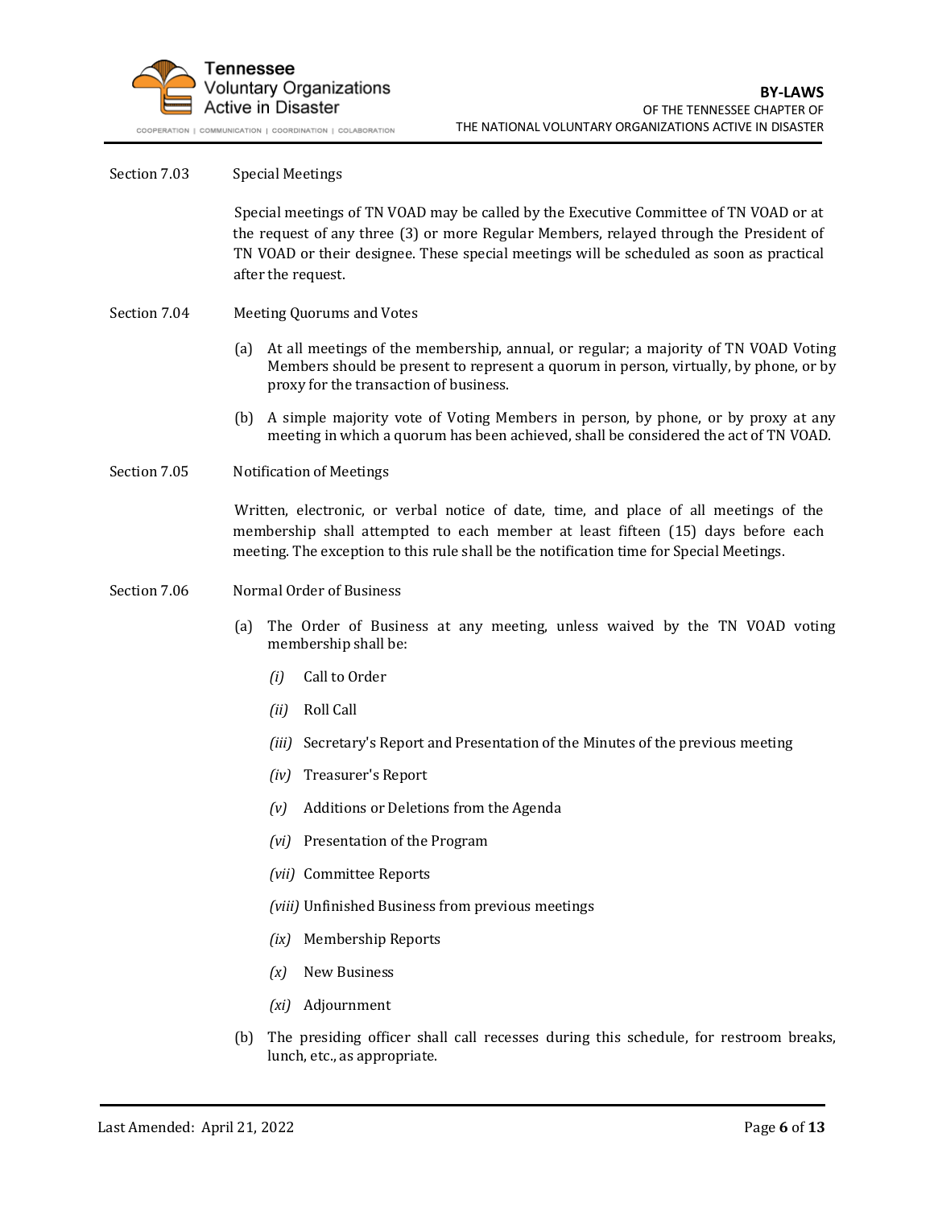Section 7.03 Special Meetings

Special meetings of TN VOAD may be called by the Executive Committee of TN VOAD or at the request of any three (3) or more Regular Members, relayed through the President of TN VOAD or their designee. These special meetings will be scheduled as soon as practical after the request.

Section 7.04 Meeting Quorums and Votes

(a) At all meetings of the membership, annual, or regular; a majority of TN VOAD Voting Members should be present to represent a quorum in person, virtually, by phone, or by proxy for the transaction of business.

(b) A simple majority vote of Voting Members in person, by phone, or by proxy at any meeting in which a quorum has been achieved, shall be considered the act of TN VOAD.

Section 7.05 Notification of Meetings

Written, electronic, or verbal notice of date, time, and place of all meetings of the membership shall attempted to each member at least fifteen (15) days before each meeting. The exception to this rule shall be the notification time for Special Meetings.

Section 7.06 Normal Order of Business

(a) The Order of Business at any meeting, unless waived by the TN VOAD voting membership shall be:

*(i)* Call to Order

*(ii)* Roll Call

*(iii)* Secretary's Report and Presentation of the Minutes of the previous meeting

*(iv)* Treasurer's Report

*(v)* Additions or Deletions from the Agenda

*(vi)* Presentation of the Program

*(vii)* Committee Reports

*(viii)* Unfinished Business from previous meetings

*(ix)* Membership Reports

*(x)* New Business

*(xi)* Adjournment

(b) The presiding officer shall call recesses during this schedule, for restroom breaks, lunch, etc., as appropriate.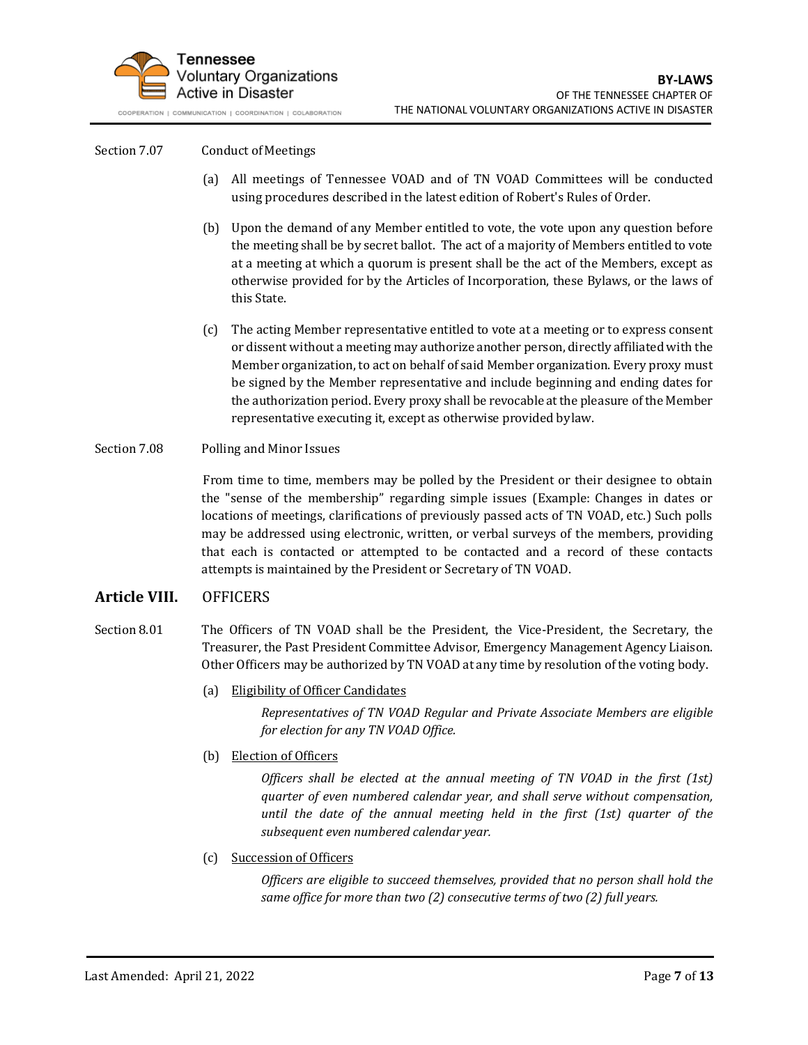Section 7.07 Conduct of Meetings

(a) All meetings of Tennessee VOAD and of TN VOAD Committees will be conducted using procedures described in the latest edition of Robert's Rules of Order.

(b) Upon the demand of any Member entitled to vote, the vote upon any question before the meeting shall be by secret ballot. The act of a majority of Members entitled to vote at a meeting at which a quorum is present shall be the act of the Members, except as otherwise provided for by the Articles of Incorporation, these Bylaws, or the laws of this State.

(c) The acting Member representative entitled to vote at a meeting or to express consent or dissent without a meeting may authorize another person, directly affiliated with the Member organization, to act on behalf of said Member organization. Every proxy must be signed by the Member representative and include beginning and ending dates for the authorization period. Every proxy shall be revocable at the pleasure of the Member representative executing it, except as otherwise provided bylaw.

Section 7.08 Polling and Minor Issues

From time to time, members may be polled by the President or their designee to obtain the "sense of the membership" regarding simple issues (Example: Changes in dates or locations of meetings, clarifications of previously passed acts of TN VOAD, etc.) Such polls may be addressed using electronic, written, or verbal surveys of the members, providing that each is contacted or attempted to be contacted and a record of these contacts attempts is maintained by the President or Secretary of TN VOAD.

## Article VIII. OFFICERS

Section 8.01 The Officers of TN VOAD shall be the President, the Vice-President, the Secretary, the Treasurer, the Past President Committee Advisor, Emergency Management Agency Liaison. Other Officers may be authorized by TN VOAD at any time by resolution of the voting body.

(a) Eligibility of Officer Candidates

*Representatives of TN VOAD Regular and Private Associate Members are eligible for election for any TN VOAD Office.*

(b) Election of Officers

*Officers shall be elected at the annual meeting of TN VOAD in the first (1st) quarter of even numbered calendar year, and shall serve without compensation, until the date of the annual meeting held in the first (1st) quarter of the subsequent even numbered calendar year.*

(c) Succession of Officers

*Officers are eligible to succeed themselves, provided that no person shall hold the same office for more than two (2) consecutive terms of two (2) full years.*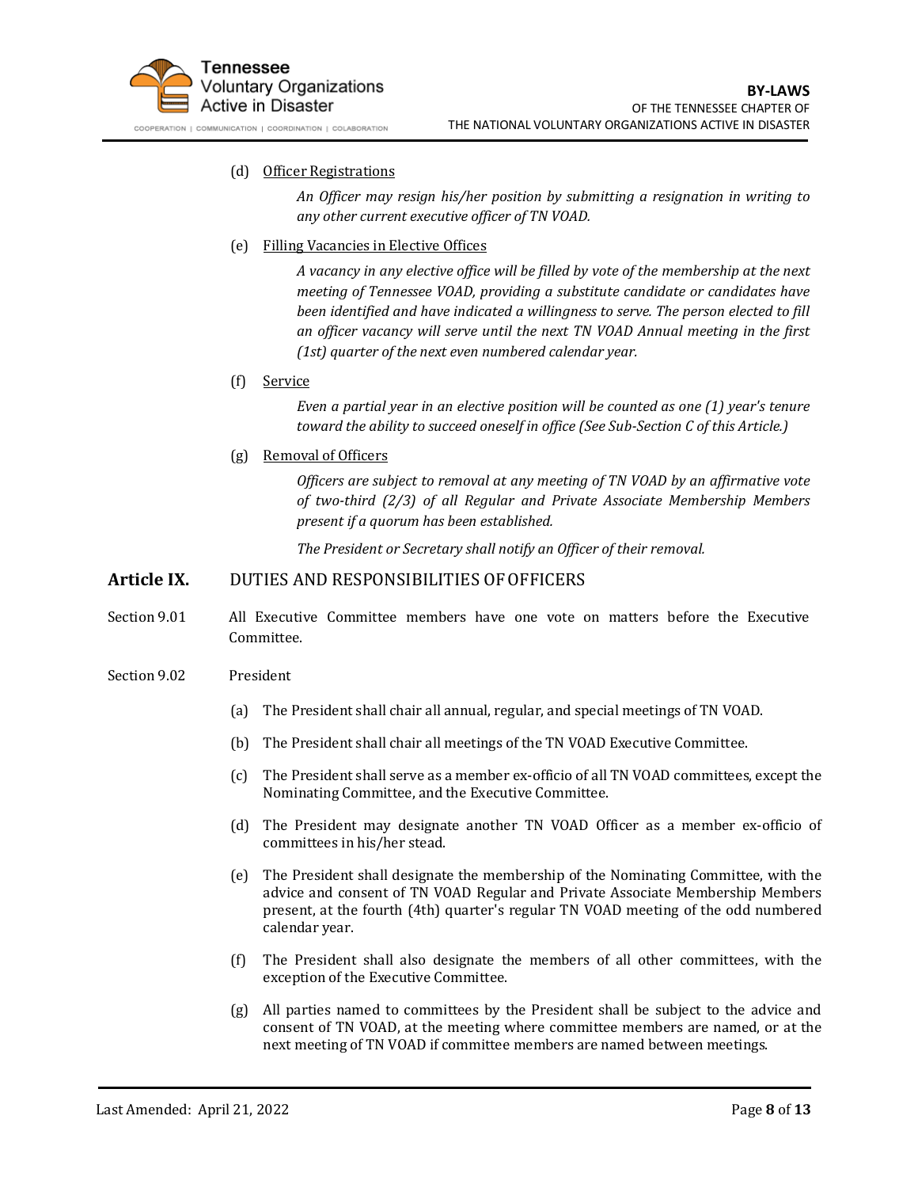(d) <u>Officer Registrations</u>

*An Officer may resign his/her position by submitting a resignation in writing to any other current executive officer of TN VOAD.*

(e) <u>Filling Vacancies in Elective Offices</u>

*A vacancy in any elective office will be filled by vote of the membership at the next meeting of Tennessee VOAD, providing a substitute candidate or candidates have been identified and have indicated a willingness to serve. The person elected to fill an officer vacancy will serve until the next TN VOAD Annual meeting in the first (1st) quarter of the next even numbered calendar year.*

(f) <u>Service</u>

*Even a partial year in an elective position will be counted as one (1) year's tenure toward the ability to succeed oneself in office (See Sub-Section C of this Article.)*

(g) <u>Removal of Officers</u>

*Officers are subject to removal at any meeting of TN VOAD by an affirmative vote of two-third (2/3) of all Regular and Private Associate Membership Members present if a quorum has been established.*

*The President or Secretary shall notify an Officer of their removal.*

## **Article IX.** DUTIES AND RESPONSIBILITIES OF OFFICERS

Section 9.01 All Executive Committee members have one vote on matters before the Executive Committee.

Section 9.02 President

(a) The President shall chair all annual, regular, and special meetings of TN VOAD.

(b) The President shall chair all meetings of the TN VOAD Executive Committee.

(c) The President shall serve as a member ex-officio of all TN VOAD committees, except the Nominating Committee, and the Executive Committee.

(d) The President may designate another TN VOAD Officer as a member ex-officio of committees in his/her stead.

(e) The President shall designate the membership of the Nominating Committee, with the advice and consent of TN VOAD Regular and Private Associate Membership Members present, at the fourth (4th) quarter's regular TN VOAD meeting of the odd numbered calendar year.

(f) The President shall also designate the members of all other committees, with the exception of the Executive Committee.

(g) All parties named to committees by the President shall be subject to the advice and consent of TN VOAD, at the meeting where committee members are named, or at the next meeting of TN VOAD if committee members are named between meetings.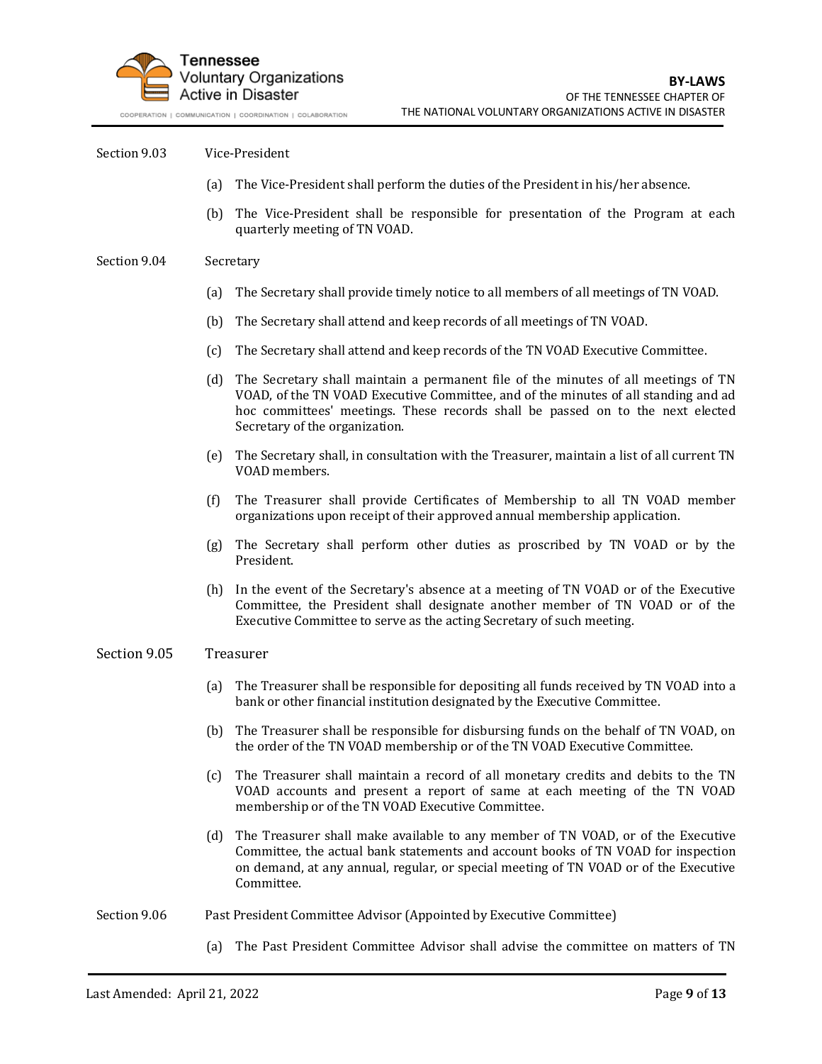Section 9.03 Vice-President

(a) The Vice-President shall perform the duties of the President in his/her absence.

(b) The Vice-President shall be responsible for presentation of the Program at each quarterly meeting of TN VOAD.

Section 9.04 Secretary

(a) The Secretary shall provide timely notice to all members of all meetings of TN VOAD.

(b) The Secretary shall attend and keep records of all meetings of TN VOAD.

(c) The Secretary shall attend and keep records of the TN VOAD Executive Committee.

(d) The Secretary shall maintain a permanent file of the minutes of all meetings of TN VOAD, of the TN VOAD Executive Committee, and of the minutes of all standing and ad hoc committees' meetings. These records shall be passed on to the next elected Secretary of the organization.

(e) The Secretary shall, in consultation with the Treasurer, maintain a list of all current TN VOAD members.

(f) The Treasurer shall provide Certificates of Membership to all TN VOAD member organizations upon receipt of their approved annual membership application.

(g) The Secretary shall perform other duties as proscribed by TN VOAD or by the President.

(h) In the event of the Secretary's absence at a meeting of TN VOAD or of the Executive Committee, the President shall designate another member of TN VOAD or of the Executive Committee to serve as the acting Secretary of such meeting.

Section 9.05 Treasurer

(a) The Treasurer shall be responsible for depositing all funds received by TN VOAD into a bank or other financial institution designated by the Executive Committee.

(b) The Treasurer shall be responsible for disbursing funds on the behalf of TN VOAD, on the order of the TN VOAD membership or of the TN VOAD Executive Committee.

(c) The Treasurer shall maintain a record of all monetary credits and debits to the TN VOAD accounts and present a report of same at each meeting of the TN VOAD membership or of the TN VOAD Executive Committee.

(d) The Treasurer shall make available to any member of TN VOAD, or of the Executive Committee, the actual bank statements and account books of TN VOAD for inspection on demand, at any annual, regular, or special meeting of TN VOAD or of the Executive Committee.

Section 9.06 Past President Committee Advisor (Appointed by Executive Committee)

(a) The Past President Committee Advisor shall advise the committee on matters of TN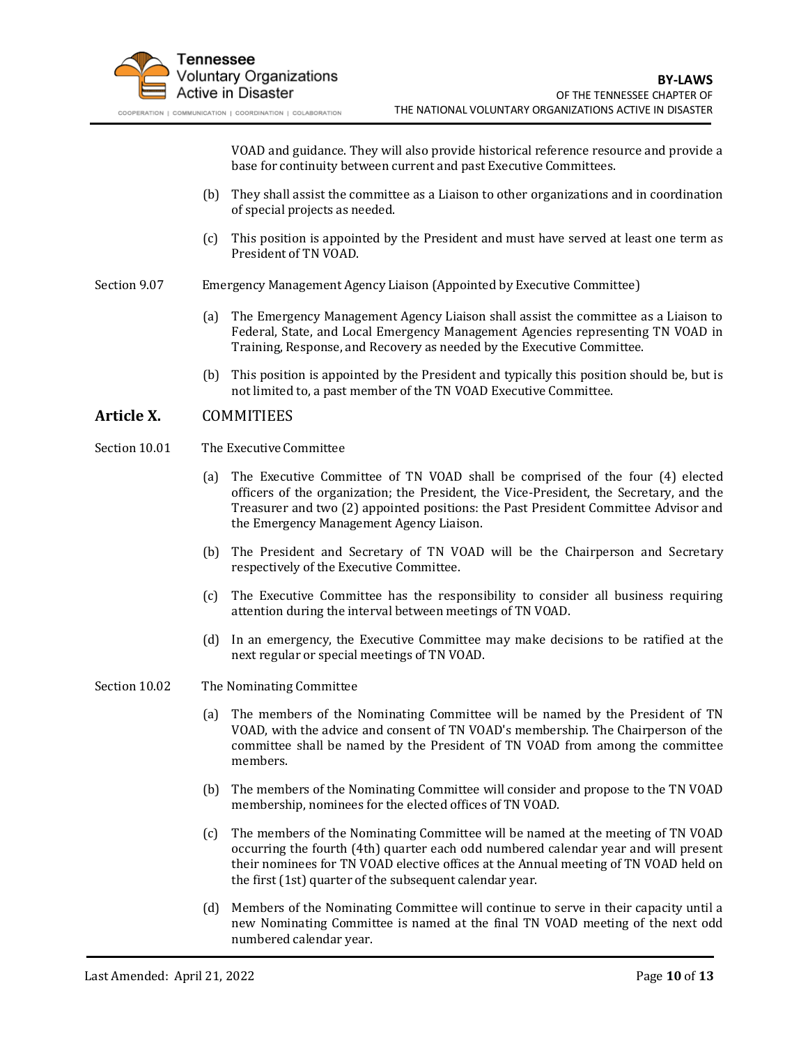VOAD and guidance. They will also provide historical reference resource and provide a base for continuity between current and past Executive Committees.

(b) They shall assist the committee as a Liaison to other organizations and in coordination of special projects as needed.

(c) This position is appointed by the President and must have served at least one term as President of TN VOAD.

Section 9.07 Emergency Management Agency Liaison (Appointed by Executive Committee)

(a) The Emergency Management Agency Liaison shall assist the committee as a Liaison to Federal, State, and Local Emergency Management Agencies representing TN VOAD in Training, Response, and Recovery as needed by the Executive Committee.

(b) This position is appointed by the President and typically this position should be, but is not limited to, a past member of the TN VOAD Executive Committee.

## Article X. COMMITIEES

Section 10.01 The Executive Committee

(a) The Executive Committee of TN VOAD shall be comprised of the four (4) elected officers of the organization; the President, the Vice-President, the Secretary, and the Treasurer and two (2) appointed positions: the Past President Committee Advisor and the Emergency Management Agency Liaison.

(b) The President and Secretary of TN VOAD will be the Chairperson and Secretary respectively of the Executive Committee.

(c) The Executive Committee has the responsibility to consider all business requiring attention during the interval between meetings of TN VOAD.

(d) In an emergency, the Executive Committee may make decisions to be ratified at the next regular or special meetings of TN VOAD.

Section 10.02 The Nominating Committee

(a) The members of the Nominating Committee will be named by the President of TN VOAD, with the advice and consent of TN VOAD's membership. The Chairperson of the committee shall be named by the President of TN VOAD from among the committee members.

(b) The members of the Nominating Committee will consider and propose to the TN VOAD membership, nominees for the elected offices of TN VOAD.

(c) The members of the Nominating Committee will be named at the meeting of TN VOAD occurring the fourth (4th) quarter each odd numbered calendar year and will present their nominees for TN VOAD elective offices at the Annual meeting of TN VOAD held on the first (1st) quarter of the subsequent calendar year.

(d) Members of the Nominating Committee will continue to serve in their capacity until a new Nominating Committee is named at the final TN VOAD meeting of the next odd numbered calendar year.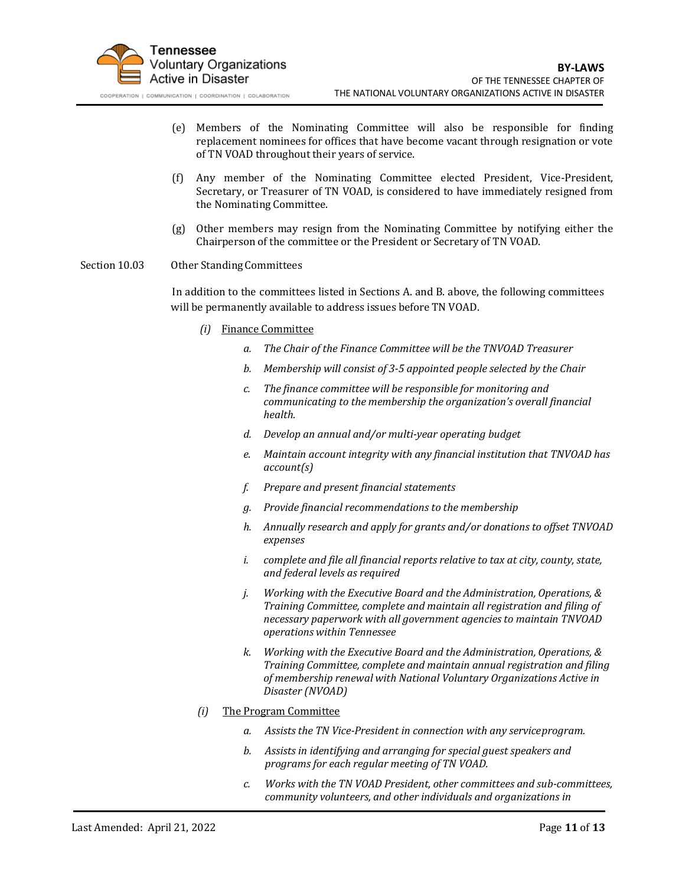(e) Members of the Nominating Committee will also be responsible for finding replacement nominees for offices that have become vacant through resignation or vote of TN VOAD throughout their years of service.

(f) Any member of the Nominating Committee elected President, Vice-President, Secretary, or Treasurer of TN VOAD, is considered to have immediately resigned from the Nominating Committee.

(g) Other members may resign from the Nominating Committee by notifying either the Chairperson of the committee or the President or Secretary of TN VOAD.

Section 10.03 Other Standing Committees

In addition to the committees listed in Sections A. and B. above, the following committees will be permanently available to address issues before TN VOAD.

*(i)* Finance Committee

*a. The Chair of the Finance Committee will be the TNVOAD Treasurer*

*b. Membership will consist of 3-5 appointed people selected by the Chair*

*c. The finance committee will be responsible for monitoring and communicating to the membership the organization's overall financial health.*

*d. Develop an annual and/or multi-year operating budget*

*e. Maintain account integrity with any financial institution that TNVOAD has account(s)*

*f. Prepare and present financial statements*

*g. Provide financial recommendations to the membership*

*h. Annually research and apply for grants and/or donations to offset TNVOAD expenses*

*i. complete and file all financial reports relative to tax at city, county, state, and federal levels as required*

*j. Working with the Executive Board and the Administration, Operations, & Training Committee, complete and maintain all registration and filing of necessary paperwork with all government agencies to maintain TNVOAD operations within Tennessee*

*k. Working with the Executive Board and the Administration, Operations, & Training Committee, complete and maintain annual registration and filing of membership renewal with National Voluntary Organizations Active in Disaster (NVOAD)*

*(i)* The Program Committee

*a. Assists the TN Vice-President in connection with any service program.*

*b. Assists in identifying and arranging for special guest speakers and programs for each regular meeting of TN VOAD.*

*c. Works with the TN VOAD President, other committees and sub-committees, community volunteers, and other individuals and organizations in*

Last Amended: April 21, 2022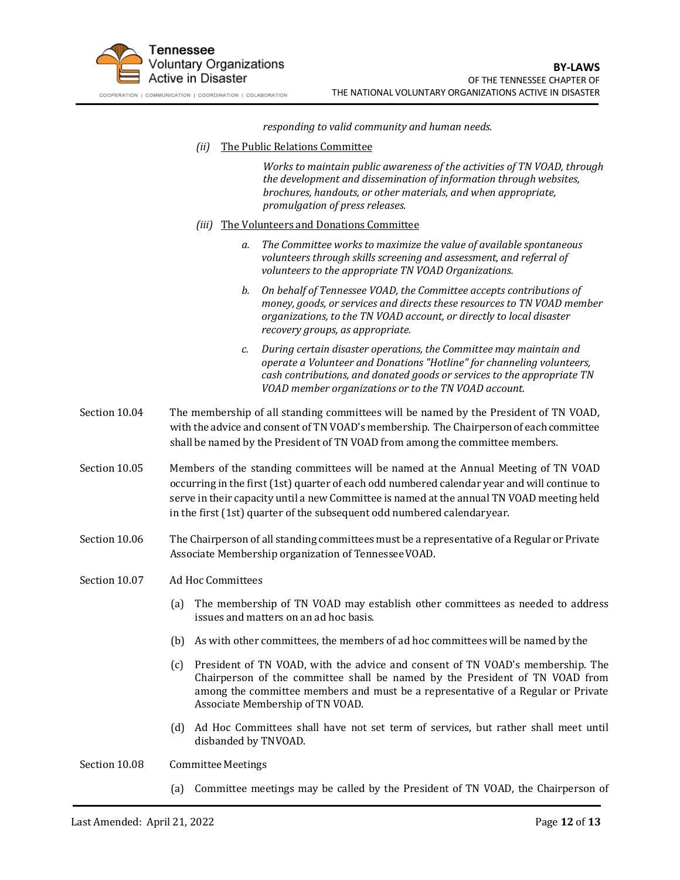*responding to valid community and human needs.*

*(ii)* The Public Relations Committee

*Works to maintain public awareness of the activities of TN VOAD, through the development and dissemination of information through websites, brochures, handouts, or other materials, and when appropriate, promulgation of press releases.*

*(iii)* The Volunteers and Donations Committee

*a. The Committee works to maximize the value of available spontaneous volunteers through skills screening and assessment, and referral of volunteers to the appropriate TN VOAD Organizations.*

*b. On behalf of Tennessee VOAD, the Committee accepts contributions of money, goods, or services and directs these resources to TN VOAD member organizations, to the TN VOAD account, or directly to local disaster recovery groups, as appropriate.*

*c. During certain disaster operations, the Committee may maintain and operate a Volunteer and Donations "Hotline" for channeling volunteers, cash contributions, and donated goods or services to the appropriate TN VOAD member organizations or to the TN VOAD account.*

Section 10.04 The membership of all standing committees will be named by the President of TN VOAD, with the advice and consent of TN VOAD's membership. The Chairperson of each committee shall be named by the President of TN VOAD from among the committee members.

Section 10.05 Members of the standing committees will be named at the Annual Meeting of TN VOAD occurring in the first (1st) quarter of each odd numbered calendar year and will continue to serve in their capacity until a new Committee is named at the annual TN VOAD meeting held in the first (1st) quarter of the subsequent odd numbered calendaryear.

Section 10.06 The Chairperson of all standing committees must be a representative of a Regular or Private Associate Membership organization of Tennessee VOAD.

Section 10.07 Ad Hoc Committees

(a) The membership of TN VOAD may establish other committees as needed to address issues and matters on an ad hoc basis.

(b) As with other committees, the members of ad hoc committees will be named by the

(c) President of TN VOAD, with the advice and consent of TN VOAD's membership. The Chairperson of the committee shall be named by the President of TN VOAD from among the committee members and must be a representative of a Regular or Private Associate Membership of TN VOAD.

(d) Ad Hoc Committees shall have not set term of services, but rather shall meet until disbanded by TNVOAD.

Section 10.08 Committee Meetings

(a) Committee meetings may be called by the President of TN VOAD, the Chairperson of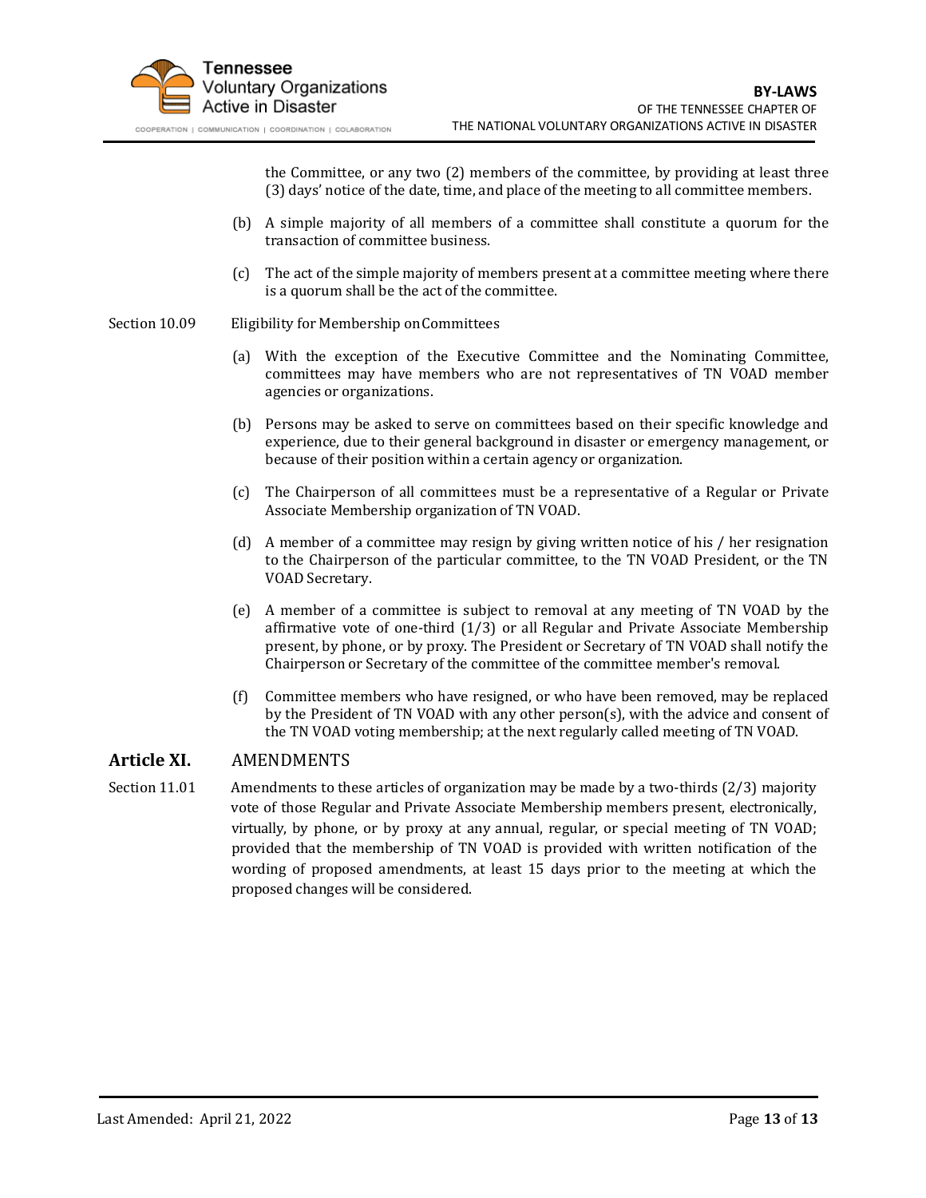the Committee, or any two (2) members of the committee, by providing at least three (3) days' notice of the date, time, and place of the meeting to all committee members.

(b) A simple majority of all members of a committee shall constitute a quorum for the transaction of committee business.

(c) The act of the simple majority of members present at a committee meeting where there is a quorum shall be the act of the committee.

Section 10.09 Eligibility for Membership on Committees

(a) With the exception of the Executive Committee and the Nominating Committee, committees may have members who are not representatives of TN VOAD member agencies or organizations.

(b) Persons may be asked to serve on committees based on their specific knowledge and experience, due to their general background in disaster or emergency management, or because of their position within a certain agency or organization.

(c) The Chairperson of all committees must be a representative of a Regular or Private Associate Membership organization of TN VOAD.

(d) A member of a committee may resign by giving written notice of his / her resignation to the Chairperson of the particular committee, to the TN VOAD President, or the TN VOAD Secretary.

(e) A member of a committee is subject to removal at any meeting of TN VOAD by the affirmative vote of one-third (1/3) or all Regular and Private Associate Membership present, by phone, or by proxy. The President or Secretary of TN VOAD shall notify the Chairperson or Secretary of the committee of the committee member's removal.

(f) Committee members who have resigned, or who have been removed, may be replaced by the President of TN VOAD with any other person(s), with the advice and consent of the TN VOAD voting membership; at the next regularly called meeting of TN VOAD.

## Article XI. AMENDMENTS

Section 11.01 Amendments to these articles of organization may be made by a two-thirds (2/3) majority vote of those Regular and Private Associate Membership members present, electronically, virtually, by phone, or by proxy at any annual, regular, or special meeting of TN VOAD; provided that the membership of TN VOAD is provided with written notification of the wording of proposed amendments, at least 15 days prior to the meeting at which the proposed changes will be considered.